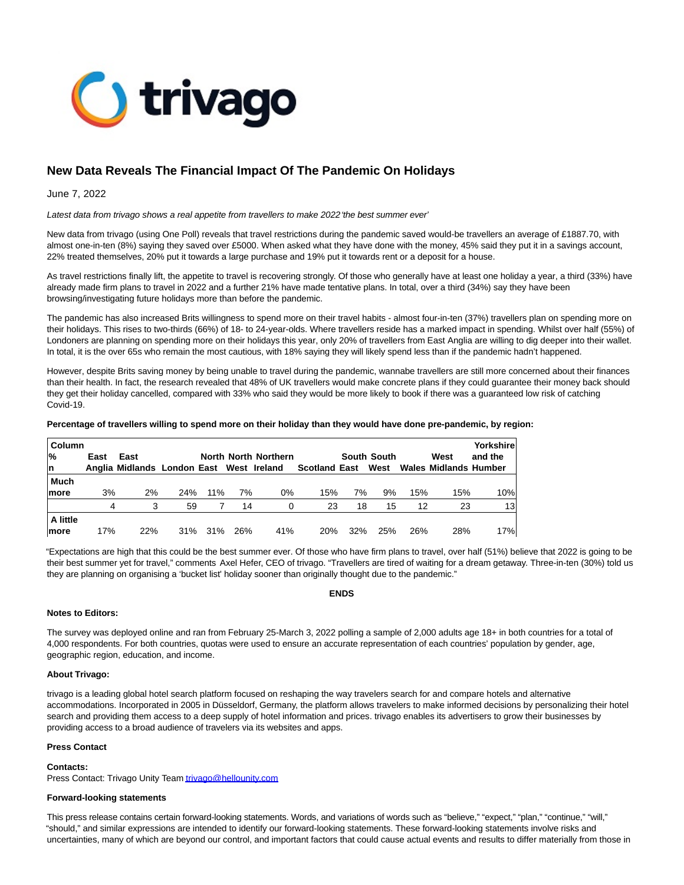# New Data Reveals The Financial Impact Of The Pandemic On Holidays

June 7, 2022

*Latest data from trivago shows a real appetite from travellers to make 2022 'the best summer ever'*

New data from trivago (using One Poll) reveals that travel restrictions during the pandemic saved would-be travellers an average of £1887.70, with almost one-in-ten (8%) saying they saved over £5000. When asked what they have done with the money, 45% said they put it in a savings account, 22% treated themselves, 20% put it towards a large purchase and 19% put it towards rent or a deposit for a house.

As travel restrictions finally lift, the appetite to travel is recovering strongly. Of those who generally have at least one holiday a year, a third (33%) have already made firm plans to travel in 2022 and a further 21% have made tentative plans. In total, over a third (34%) say they have been browsing/investigating future holidays more than before the pandemic.

The pandemic has also increased Brits willingness to spend more on their travel habits - almost four-in-ten (37%) travellers plan on spending more on their holidays. This rises to two-thirds (66%) of 18- to 24-year-olds. Where travellers reside has a marked impact in spending. Whilst over half (55%) of Londoners are planning on spending more on their holidays this year, only 20% of travellers from East Anglia are willing to dig deeper into their wallet. In total, it is the over 65s who remain the most cautious, with 18% saying they will likely spend less than if the pandemic hadn't happened.

However, despite Brits saving money by being unable to travel during the pandemic, wannabe travellers are still more concerned about their finances than their health. In fact, the research revealed that 48% of UK travellers would make concrete plans if they could guarantee their money back should they get their holiday cancelled, compared with 33% who said they would be more likely to book if there was a guaranteed low risk of catching Covid-19.

**Percentage of travellers willing to spend more on their holiday than they would have done pre-pandemic, by region:**

| Column % n | East Anglia | East Midlands | London | North East | North West | Northern Ireland | Scotland | South East | South West | Wales | West Midlands | Yorkshire and the Humber |
|---|---|---|---|---|---|---|---|---|---|---|---|---|
| Much more | 3% | 2% | 24% | 11% | 7% | 0% | 15% | 7% | 9% | 15% | 15% | 10% |
| | 4 | 3 | 59 | 7 | 14 | 0 | 23 | 18 | 15 | 12 | 23 | 13 |
| A little more | 17% | 22% | 31% | 31% | 26% | 41% | 20% | 32% | 25% | 26% | 28% | 17% |

"Expectations are high that this could be the best summer ever. Of those who have firm plans to travel, over half (51%) believe that 2022 is going to be their best summer yet for travel," comments Axel Hefer, CEO of trivago. "Travellers are tired of waiting for a dream getaway. Three-in-ten (30%) told us they are planning on organising a 'bucket list' holiday sooner than originally thought due to the pandemic."

**ENDS**

**Notes to Editors:**

The survey was deployed online and ran from February 25-March 3, 2022 polling a sample of 2,000 adults age 18+ in both countries for a total of 4,000 respondents. For both countries, quotas were used to ensure an accurate representation of each countries' population by gender, age, geographic region, education, and income.

**About Trivago:**

trivago is a leading global hotel search platform focused on reshaping the way travelers search for and compare hotels and alternative accommodations. Incorporated in 2005 in Düsseldorf, Germany, the platform allows travelers to make informed decisions by personalizing their hotel search and providing them access to a deep supply of hotel information and prices. trivago enables its advertisers to grow their businesses by providing access to a broad audience of travelers via its websites and apps.

**Press Contact**

**Contacts:**
Press Contact: Trivago Unity Team [trivago@hellounity.com](mailto:trivago@hellounity.com)

**Forward-looking statements**

This press release contains certain forward-looking statements. Words, and variations of words such as "believe," "expect," "plan," "continue," "will," "should," and similar expressions are intended to identify our forward-looking statements. These forward-looking statements involve risks and uncertainties, many of which are beyond our control, and important factors that could cause actual events and results to differ materially from those in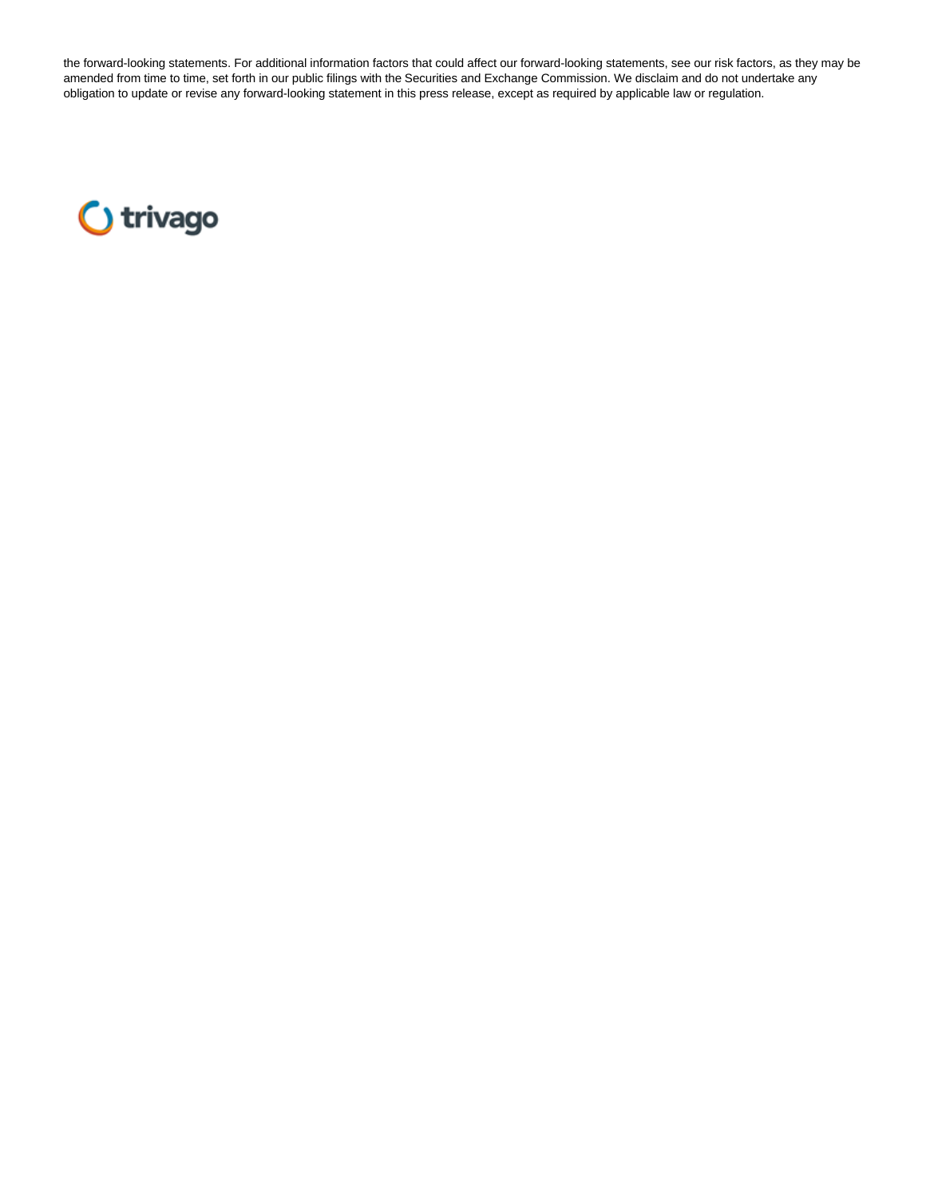the forward-looking statements. For additional information factors that could affect our forward-looking statements, see our risk factors, as they may be amended from time to time, set forth in our public filings with the Securities and Exchange Commission. We disclaim and do not undertake any obligation to update or revise any forward-looking statement in this press release, except as required by applicable law or regulation.